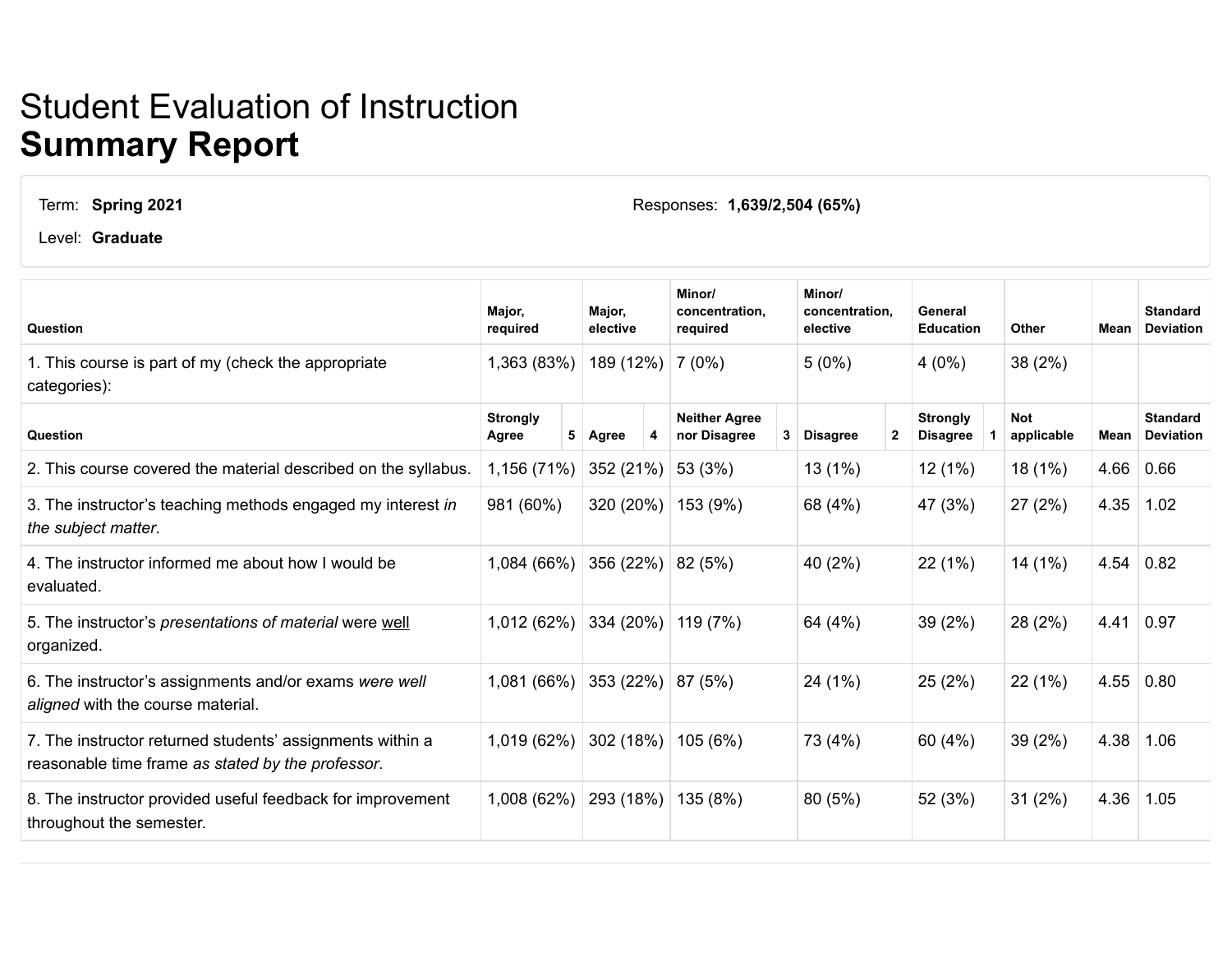# Student Evaluation of Instruction
# **Summary Report**

Term: **Spring 2021**

Level: **Graduate**

Responses: **1,639/2,504 (65%)**

| Question | Major, required | Major, elective | Minor/ concentration, required | Minor/ concentration, elective | General Education | Other | Mean | Standard Deviation |
|---|---|---|---|---|---|---|---|---|
| 1. This course is part of my (check the appropriate categories): | 1,363 (83%) | 189 (12%) | 7 (0%) | 5 (0%) | 4 (0%) | 38 (2%) | | |
| **Question** | **Strongly Agree 5** | **Agree 4** | **Neither Agree nor Disagree 3** | **Disagree 2** | **Strongly Disagree 1** | **Not applicable** | **Mean** | **Standard Deviation** |
| 2. This course covered the material described on the syllabus. | 1,156 (71%) | 352 (21%) | 53 (3%) | 13 (1%) | 12 (1%) | 18 (1%) | 4.66 | 0.66 |
| 3. The instructor's teaching methods engaged my interest *in the subject matter*. | 981 (60%) | 320 (20%) | 153 (9%) | 68 (4%) | 47 (3%) | 27 (2%) | 4.35 | 1.02 |
| 4. The instructor informed me about how I would be evaluated. | 1,084 (66%) | 356 (22%) | 82 (5%) | 40 (2%) | 22 (1%) | 14 (1%) | 4.54 | 0.82 |
| 5. The instructor's *presentations of material* were well organized. | 1,012 (62%) | 334 (20%) | 119 (7%) | 64 (4%) | 39 (2%) | 28 (2%) | 4.41 | 0.97 |
| 6. The instructor's assignments and/or exams *were well aligned* with the course material. | 1,081 (66%) | 353 (22%) | 87 (5%) | 24 (1%) | 25 (2%) | 22 (1%) | 4.55 | 0.80 |
| 7. The instructor returned students' assignments within a reasonable time frame *as stated by the professor*. | 1,019 (62%) | 302 (18%) | 105 (6%) | 73 (4%) | 60 (4%) | 39 (2%) | 4.38 | 1.06 |
| 8. The instructor provided useful feedback for improvement throughout the semester. | 1,008 (62%) | 293 (18%) | 135 (8%) | 80 (5%) | 52 (3%) | 31 (2%) | 4.36 | 1.05 |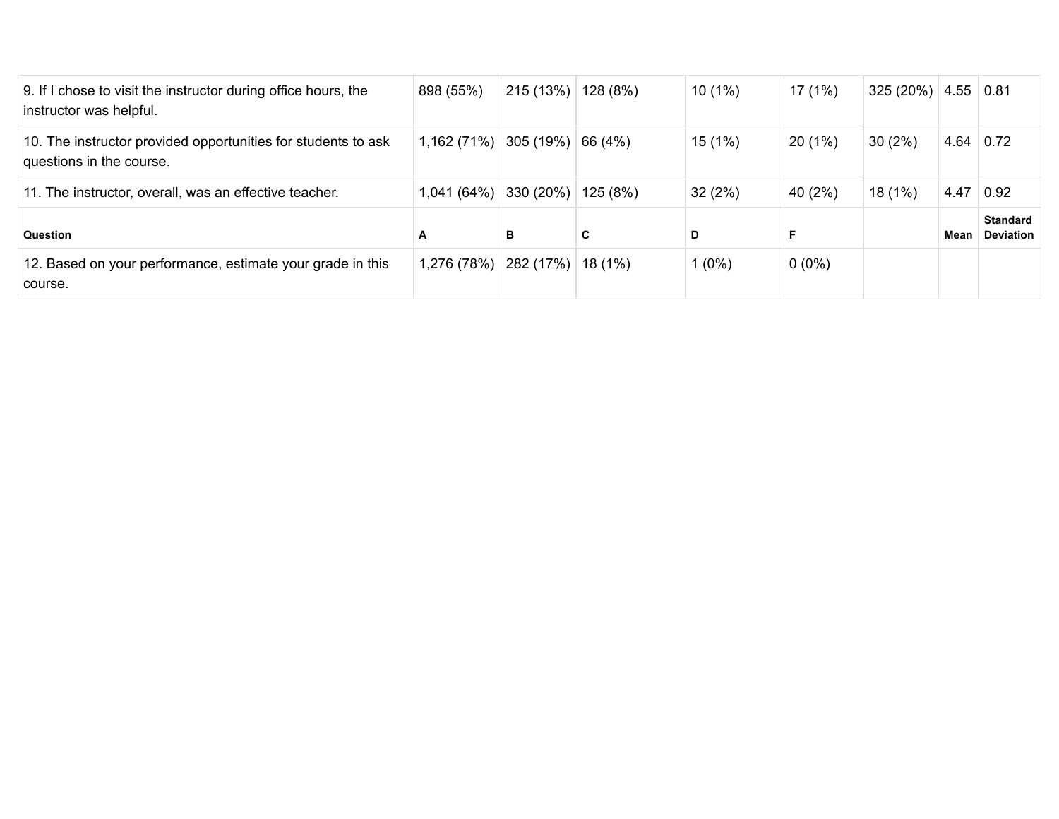| | | | | | | | | |
|---|---|---|---|---|---|---|---|---|
| 9. If I chose to visit the instructor during office hours, the instructor was helpful. | 898 (55%) | 215 (13%) | 128 (8%) | 10 (1%) | 17 (1%) | 325 (20%) | 4.55 | 0.81 |
| 10. The instructor provided opportunities for students to ask questions in the course. | 1,162 (71%) | 305 (19%) | 66 (4%) | 15 (1%) | 20 (1%) | 30 (2%) | 4.64 | 0.72 |
| 11. The instructor, overall, was an effective teacher. | 1,041 (64%) | 330 (20%) | 125 (8%) | 32 (2%) | 40 (2%) | 18 (1%) | 4.47 | 0.92 |
| **Question** | **A** | **B** | **C** | **D** | **F** | | **Mean** | **Standard Deviation** |
| 12. Based on your performance, estimate your grade in this course. | 1,276 (78%) | 282 (17%) | 18 (1%) | 1 (0%) | 0 (0%) | | | |